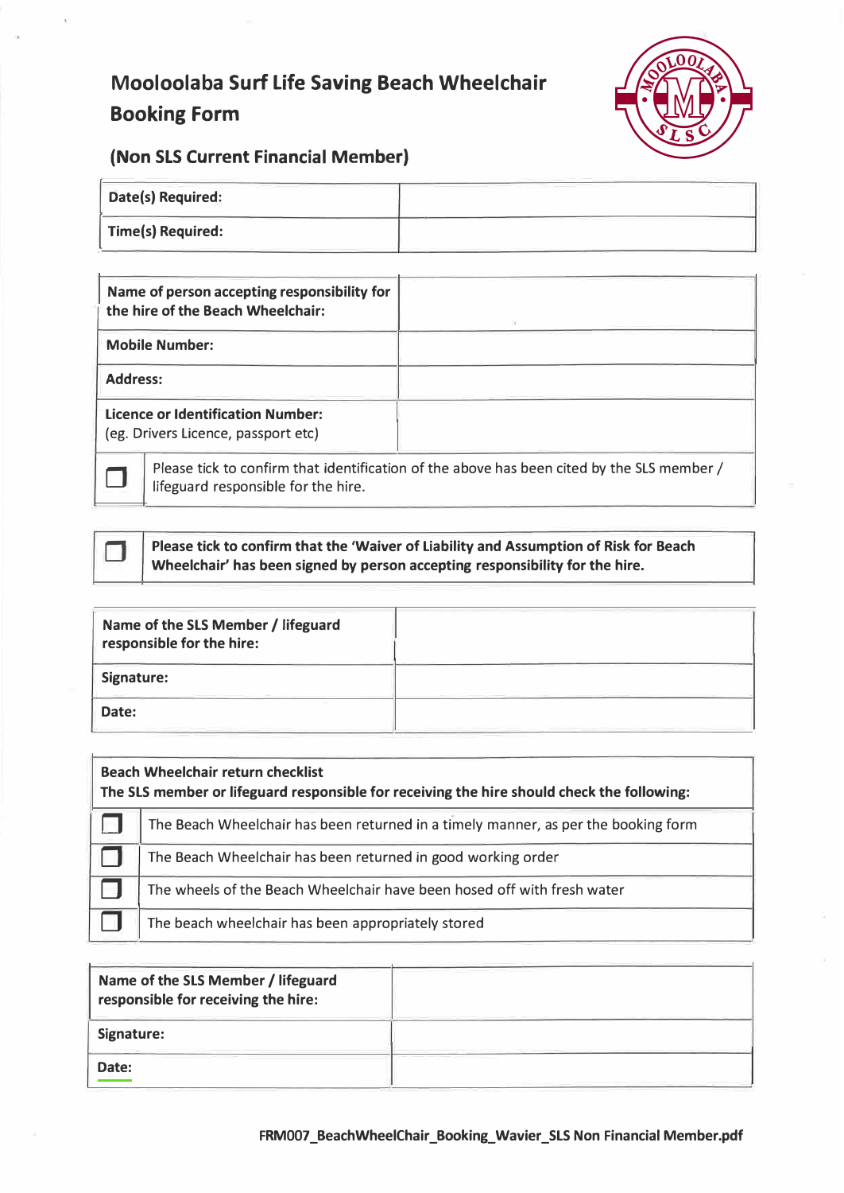# Mooloolaba Surf Life Saving Beach Wheelchair Booking Form

## (Non SLS Current Financial Member)

| Date(s) Required: | |
|---|---|
| Time(s) Required: | |

| Name of person accepting responsibility for the hire of the Beach Wheelchair: | |
|---|---|
| Mobile Number: | |
| Address: | |
| Licence or Identification Number: (eg. Drivers Licence, passport etc) | |

| ☐ | Please tick to confirm that identification of the above has been cited by the SLS member / lifeguard responsible for the hire. |
|---|---|

| ☐ | **Please tick to confirm that the 'Waiver of Liability and Assumption of Risk for Beach Wheelchair' has been signed by person accepting responsibility for the hire.** |
|---|---|

| Name of the SLS Member / lifeguard responsible for the hire: | |
|---|---|
| Signature: | |
| Date: | |

| **Beach Wheelchair return checklist** **The SLS member or lifeguard responsible for receiving the hire should check the following:** | |
|---|---|
| ☐ | The Beach Wheelchair has been returned in a timely manner, as per the booking form |
| ☐ | The Beach Wheelchair has been returned in good working order |
| ☐ | The wheels of the Beach Wheelchair have been hosed off with fresh water |
| ☐ | The beach wheelchair has been appropriately stored |

| Name of the SLS Member / lifeguard responsible for receiving the hire: | |
|---|---|
| Signature: | |
| Date: | |

**FRM007_BeachWheelChair_Booking_Wavier_SLS Non Financial Member.pdf**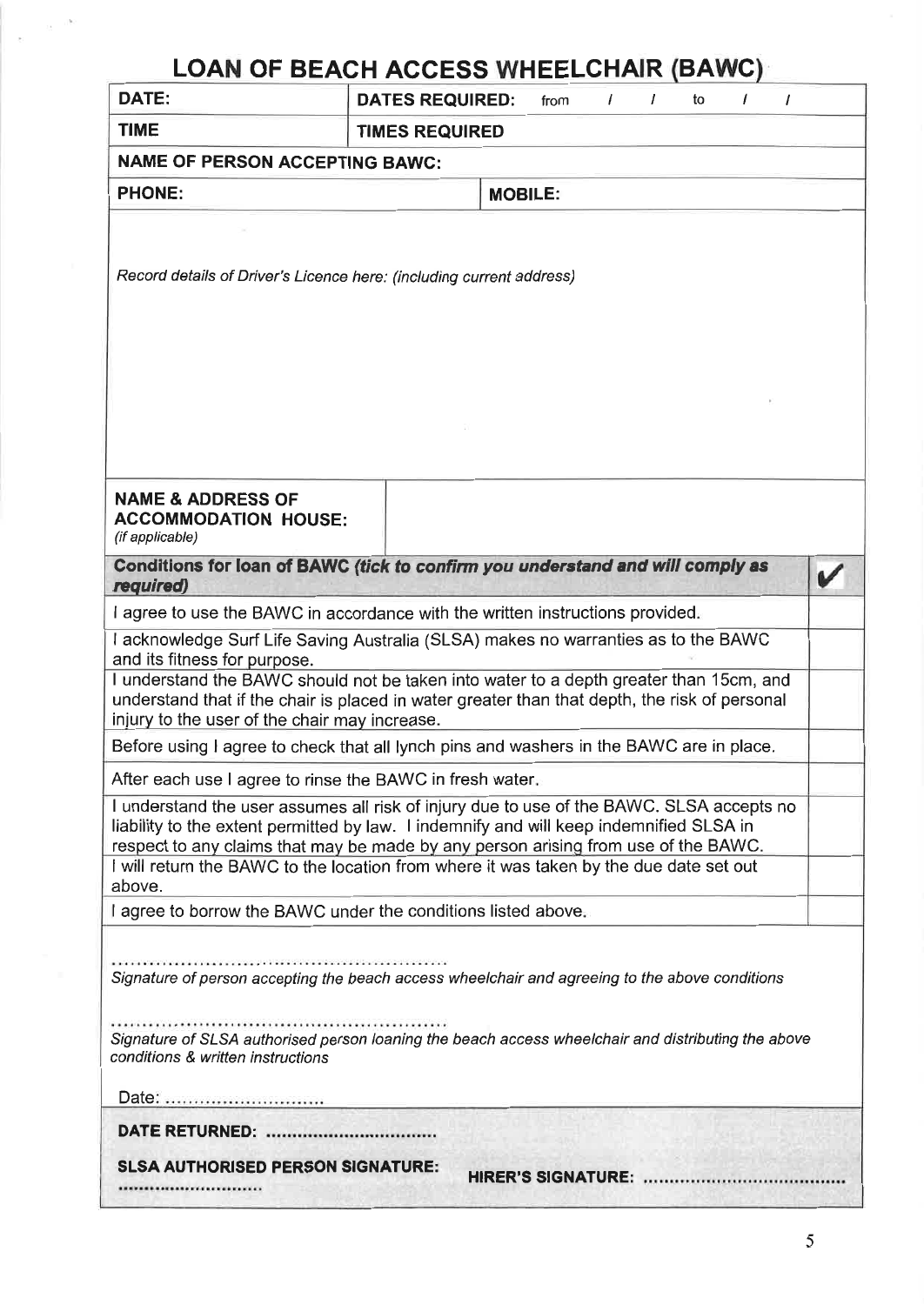# LOAN OF BEACH ACCESS WHEELCHAIR (BAWC)

| **DATE:** | **DATES REQUIRED:** from / / to / / |
|---|---|
| **TIME** | **TIMES REQUIRED** |

**NAME OF PERSON ACCEPTING BAWC:**

| **PHONE:** | **MOBILE:** |
|---|---|

*Record details of Driver's Licence here: (including current address)*

| **NAME & ADDRESS OF ACCOMMODATION HOUSE:** *(if applicable)* | |
|---|---|

| **Conditions for loan of BAWC** ***(tick to confirm you understand and will comply as required)*** | ✔ |
|---|---|
| I agree to use the BAWC in accordance with the written instructions provided. | |
| I acknowledge Surf Life Saving Australia (SLSA) makes no warranties as to the BAWC and its fitness for purpose. | |
| I understand the BAWC should not be taken into water to a depth greater than 15cm, and understand that if the chair is placed in water greater than that depth, the risk of personal injury to the user of the chair may increase. | |
| Before using I agree to check that all lynch pins and washers in the BAWC are in place. | |
| After each use I agree to rinse the BAWC in fresh water. | |
| I understand the user assumes all risk of injury due to use of the BAWC. SLSA accepts no liability to the extent permitted by law. I indemnify and will keep indemnified SLSA in respect to any claims that may be made by any person arising from use of the BAWC. | |
| I will return the BAWC to the location from where it was taken by the due date set out above. | |
| I agree to borrow the BAWC under the conditions listed above. | |

..................................................

*Signature of person accepting the beach access wheelchair and agreeing to the above conditions*

..................................................

*Signature of SLSA authorised person loaning the beach access wheelchair and distributing the above conditions & written instructions*

Date: ............................

**DATE RETURNED:** ................................

**SLSA AUTHORISED PERSON SIGNATURE:** ............................ **HIRER'S SIGNATURE:** ......................................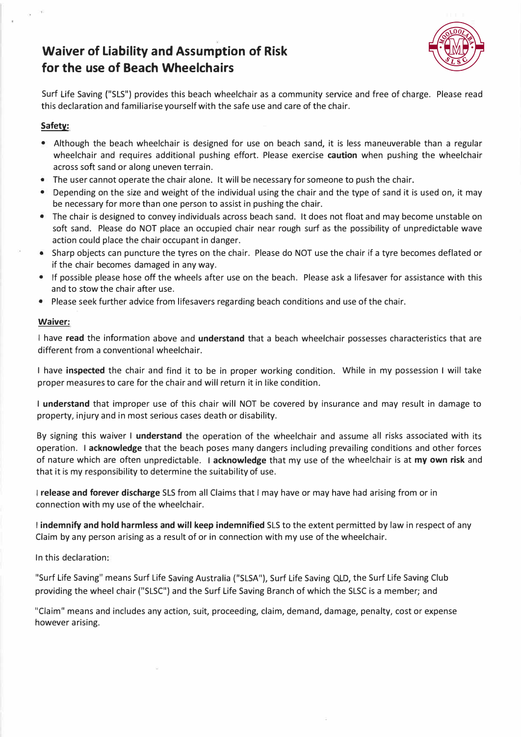# Waiver of Liability and Assumption of Risk for the use of Beach Wheelchairs

Surf Life Saving ("SLS") provides this beach wheelchair as a community service and free of charge. Please read this declaration and familiarise yourself with the safe use and care of the chair.

## Safety:

- Although the beach wheelchair is designed for use on beach sand, it is less maneuverable than a regular wheelchair and requires additional pushing effort. Please exercise **caution** when pushing the wheelchair across soft sand or along uneven terrain.
- The user cannot operate the chair alone. It will be necessary for someone to push the chair.
- Depending on the size and weight of the individual using the chair and the type of sand it is used on, it may be necessary for more than one person to assist in pushing the chair.
- The chair is designed to convey individuals across beach sand. It does not float and may become unstable on soft sand. Please do NOT place an occupied chair near rough surf as the possibility of unpredictable wave action could place the chair occupant in danger.
- Sharp objects can puncture the tyres on the chair. Please do NOT use the chair if a tyre becomes deflated or if the chair becomes damaged in any way.
- If possible please hose off the wheels after use on the beach. Please ask a lifesaver for assistance with this and to stow the chair after use.
- Please seek further advice from lifesavers regarding beach conditions and use of the chair.

## Waiver:

I have **read** the information above and **understand** that a beach wheelchair possesses characteristics that are different from a conventional wheelchair.

I have **inspected** the chair and find it to be in proper working condition. While in my possession I will take proper measures to care for the chair and will return it in like condition.

I **understand** that improper use of this chair will NOT be covered by insurance and may result in damage to property, injury and in most serious cases death or disability.

By signing this waiver I **understand** the operation of the wheelchair and assume all risks associated with its operation. I **acknowledge** that the beach poses many dangers including prevailing conditions and other forces of nature which are often unpredictable. I **acknowledge** that my use of the wheelchair is at **my own risk** and that it is my responsibility to determine the suitability of use.

I **release and forever discharge** SLS from all Claims that I may have or may have had arising from or in connection with my use of the wheelchair.

I **indemnify and hold harmless and will keep indemnified** SLS to the extent permitted by law in respect of any Claim by any person arising as a result of or in connection with my use of the wheelchair.

In this declaration:

"Surf Life Saving" means Surf Life Saving Australia ("SLSA"), Surf Life Saving QLD, the Surf Life Saving Club providing the wheel chair ("SLSC") and the Surf Life Saving Branch of which the SLSC is a member; and

"Claim" means and includes any action, suit, proceeding, claim, demand, damage, penalty, cost or expense however arising.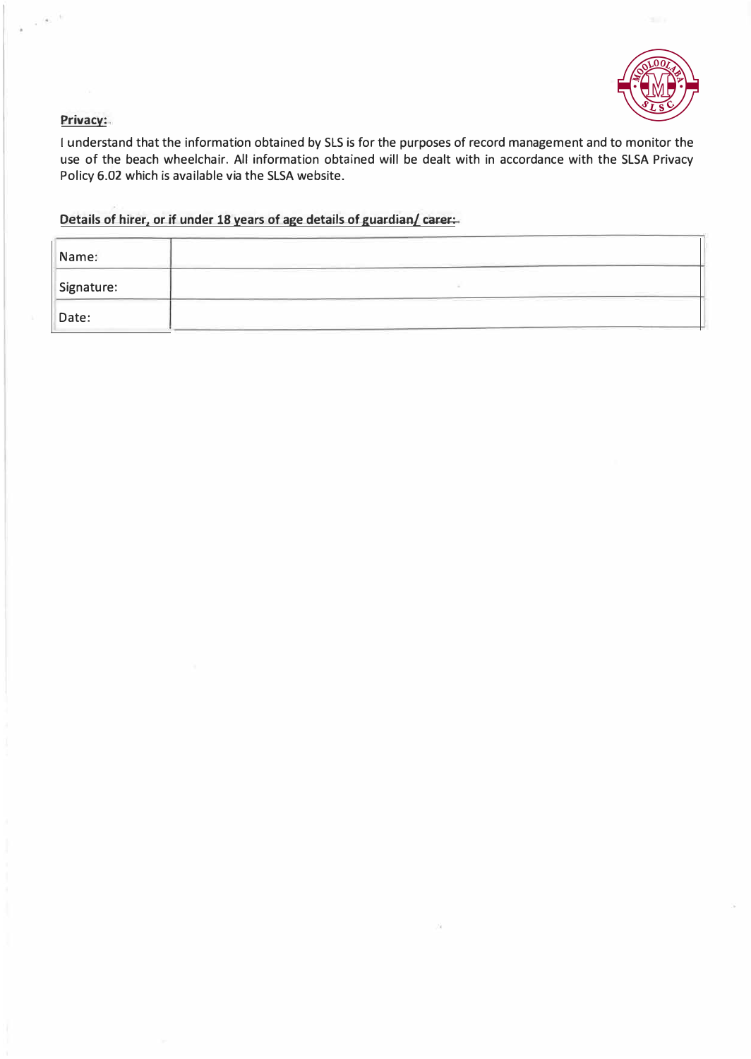**Privacy:**

I understand that the information obtained by SLS is for the purposes of record management and to monitor the use of the beach wheelchair. All information obtained will be dealt with in accordance with the SLSA Privacy Policy 6.02 which is available via the SLSA website.

**Details of hirer, or if under 18 years of age details of guardian/ carer:**

| | |
|---|---|
| Name: | |
| Signature: | |
| Date: | |